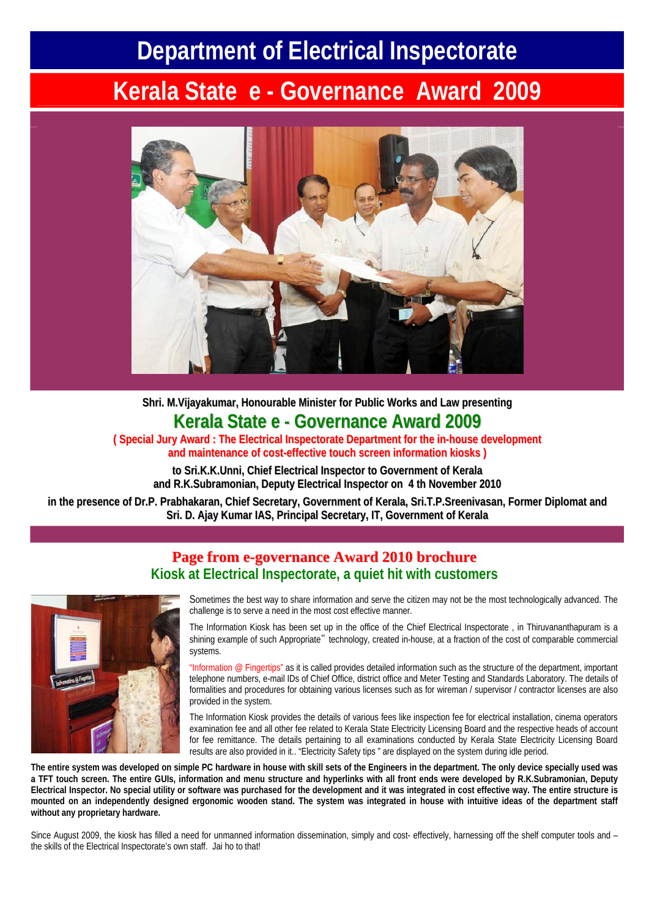# Department of Electrical Inspectorate

## Kerala State e - Governance Award 2009

**Shri. M.Vijayakumar, Honourable Minister for Public Works and Law presenting**

## Kerala State e - Governance Award 2009

**( Special Jury Award : The Electrical Inspectorate Department for the in-house development and maintenance of cost-effective touch screen information kiosks )**

**to Sri.K.K.Unni, Chief Electrical Inspector to Government of Kerala and R.K.Subramonian, Deputy Electrical Inspector on 4 th November 2010**

**in the presence of Dr.P. Prabhakaran, Chief Secretary, Government of Kerala, Sri.T.P.Sreenivasan, Former Diplomat and Sri. D. Ajay Kumar IAS, Principal Secretary, IT, Government of Kerala**

### Page from e-governance Award 2010 brochure

### Kiosk at Electrical Inspectorate, a quiet hit with customers

Sometimes the best way to share information and serve the citizen may not be the most technologically advanced. The challenge is to serve a need in the most cost effective manner.

The Information Kiosk has been set up in the office of the Chief Electrical Inspectorate , in Thiruvananthapuram is a shining example of such Appropriate" technology, created in-house, at a fraction of the cost of comparable commercial systems.

"Information @ Fingertips" as it is called provides detailed information such as the structure of the department, important telephone numbers, e-mail IDs of Chief Office, district office and Meter Testing and Standards Laboratory. The details of formalities and procedures for obtaining various licenses such as for wireman / supervisor / contractor licenses are also provided in the system.

The Information Kiosk provides the details of various fees like inspection fee for electrical installation, cinema operators examination fee and all other fee related to Kerala State Electricity Licensing Board and the respective heads of account for fee remittance. The details pertaining to all examinations conducted by Kerala State Electricity Licensing Board results are also provided in it.. "Electricity Safety tips " are displayed on the system during idle period.

**The entire system was developed on simple PC hardware in house with skill sets of the Engineers in the department. The only device specially used was a TFT touch screen. The entire GUIs, information and menu structure and hyperlinks with all front ends were developed by R.K.Subramonian, Deputy Electrical Inspector. No special utility or software was purchased for the development and it was integrated in cost effective way. The entire structure is mounted on an independently designed ergonomic wooden stand. The system was integrated in house with intuitive ideas of the department staff without any proprietary hardware.**

Since August 2009, the kiosk has filled a need for unmanned information dissemination, simply and cost- effectively, harnessing off the shelf computer tools and – the skills of the Electrical Inspectorate's own staff. Jai ho to that!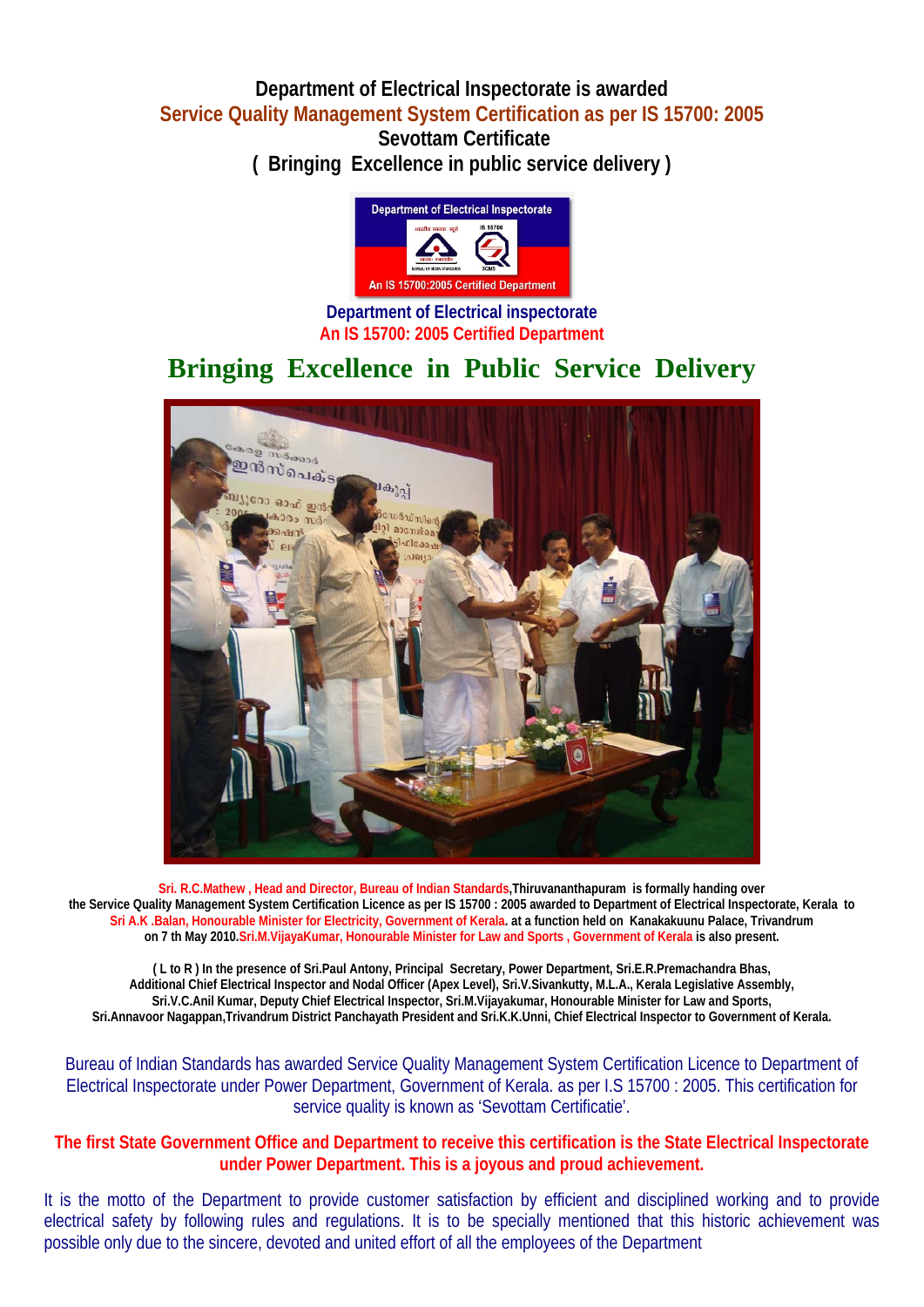# Department of Electrical Inspectorate is awarded
## Service Quality Management System Certification as per IS 15700: 2005
## Sevottam Certificate
## ( Bringing Excellence in public service delivery )

Department of Electrical Inspectorate

An IS 15700:2005 Certified Department

**Department of Electrical inspectorate**
**An IS 15700: 2005 Certified Department**

# Bringing Excellence in Public Service Delivery

**Sri. R.C.Mathew , Head and Director, Bureau of Indian Standards,Thiruvananthapuram is formally handing over the Service Quality Management System Certification Licence as per IS 15700 : 2005 awarded to Department of Electrical Inspectorate, Kerala to Sri A.K .Balan, Honourable Minister for Electricity, Government of Kerala. at a function held on Kanakakuunu Palace, Trivandrum on 7 th May 2010.Sri.M.VijayaKumar, Honourable Minister for Law and Sports , Government of Kerala is also present.**

**( L to R ) In the presence of Sri.Paul Antony, Principal Secretary, Power Department, Sri.E.R.Premachandra Bhas, Additional Chief Electrical Inspector and Nodal Officer (Apex Level), Sri.V.Sivankutty, M.L.A., Kerala Legislative Assembly, Sri.V.C.Anil Kumar, Deputy Chief Electrical Inspector, Sri.M.Vijayakumar, Honourable Minister for Law and Sports, Sri.Annavoor Nagappan,Trivandrum District Panchayath President and Sri.K.K.Unni, Chief Electrical Inspector to Government of Kerala.**

Bureau of Indian Standards has awarded Service Quality Management System Certification Licence to Department of Electrical Inspectorate under Power Department, Government of Kerala. as per I.S 15700 : 2005. This certification for service quality is known as 'Sevottam Certificatie'.

**The first State Government Office and Department to receive this certification is the State Electrical Inspectorate under Power Department. This is a joyous and proud achievement.**

It is the motto of the Department to provide customer satisfaction by efficient and disciplined working and to provide electrical safety by following rules and regulations. It is to be specially mentioned that this historic achievement was possible only due to the sincere, devoted and united effort of all the employees of the Department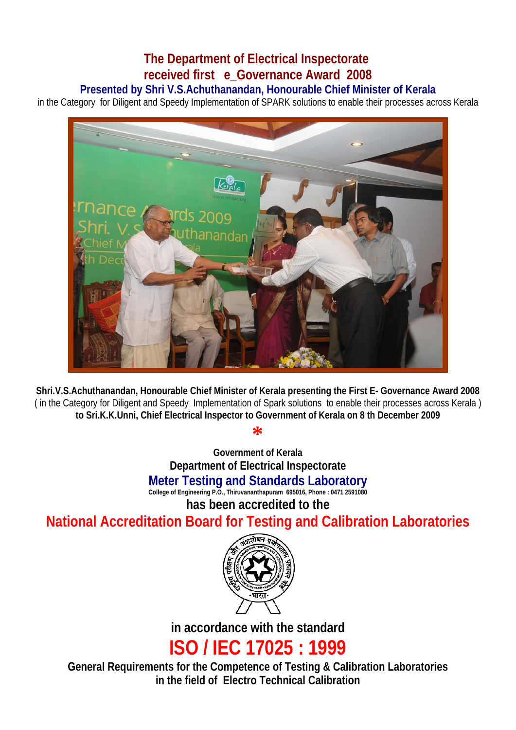# The Department of Electrical Inspectorate received first e_Governance Award 2008

## Presented by Shri V.S.Achuthanandan, Honourable Chief Minister of Kerala

in the Category for Diligent and Speedy Implementation of SPARK solutions to enable their processes across Kerala

**Shri.V.S.Achuthanandan, Honourable Chief Minister of Kerala presenting the First E- Governance Award 2008**
( in the Category for Diligent and Speedy Implementation of Spark solutions to enable their processes across Kerala )
**to Sri.K.K.Unni, Chief Electrical Inspector to Government of Kerala on 8 th December 2009**

*

**Government of Kerala**

**Department of Electrical Inspectorate**

## Meter Testing and Standards Laboratory

**College of Engineering P.O., Thiruvananthapuram 695016, Phone : 0471 2591080**

**has been accredited to the**

## National Accreditation Board for Testing and Calibration Laboratories

**in accordance with the standard**

# ISO / IEC 17025 : 1999

**General Requirements for the Competence of Testing & Calibration Laboratories**
**in the field of Electro Technical Calibration**